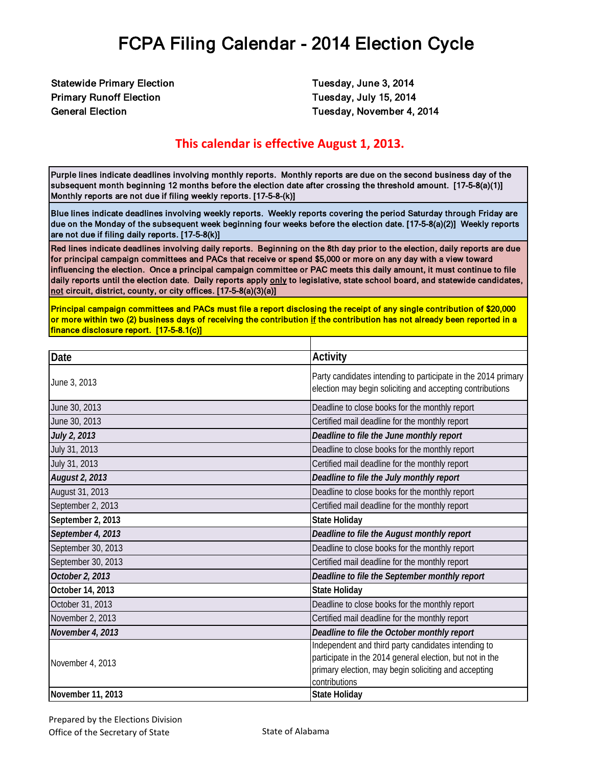# FCPA Filing Calendar - 2014 Election Cycle

| | |
|---|---|
| **Statewide Primary Election** | **Tuesday, June 3, 2014** |
| **Primary Runoff Election** | **Tuesday, July 15, 2014** |
| **General Election** | **Tuesday, November 4, 2014** |

**This calendar is effective August 1, 2013.**

**Purple lines indicate deadlines involving monthly reports. Monthly reports are due on the second business day of the subsequent month beginning 12 months before the election date after crossing the threshold amount. [17-5-8(a)(1)] Monthly reports are not due if filing weekly reports. [17-5-8-(k)]**

**Blue lines indicate deadlines involving weekly reports. Weekly reports covering the period Saturday through Friday are due on the Monday of the subsequent week beginning four weeks before the election date. [17-5-8(a)(2)] Weekly reports are not due if filing daily reports. [17-5-8(k)]**

**Red lines indicate deadlines involving daily reports. Beginning on the 8th day prior to the election, daily reports are due for principal campaign committees and PACs that receive or spend $5,000 or more on any day with a view toward influencing the election. Once a principal campaign committee or PAC meets this daily amount, it must continue to file daily reports until the election date. Daily reports apply only to legislative, state school board, and statewide candidates, not circuit, district, county, or city offices. [17-5-8(a)(3)(a)]**

**Principal campaign committees and PACs must file a report disclosing the receipt of any single contribution of $20,000 or more within two (2) business days of receiving the contribution if the contribution has not already been reported in a finance disclosure report. [17-5-8.1(c)]**

| Date | Activity |
|---|---|
| June 3, 2013 | Party candidates intending to participate in the 2014 primary election may begin soliciting and accepting contributions |
| June 30, 2013 | Deadline to close books for the monthly report |
| June 30, 2013 | Certified mail deadline for the monthly report |
| ***July 2, 2013*** | ***Deadline to file the June monthly report*** |
| July 31, 2013 | Deadline to close books for the monthly report |
| July 31, 2013 | Certified mail deadline for the monthly report |
| ***August 2, 2013*** | ***Deadline to file the July monthly report*** |
| August 31, 2013 | Deadline to close books for the monthly report |
| September 2, 2013 | Certified mail deadline for the monthly report |
| **September 2, 2013** | **State Holiday** |
| ***September 4, 2013*** | ***Deadline to file the August monthly report*** |
| September 30, 2013 | Deadline to close books for the monthly report |
| September 30, 2013 | Certified mail deadline for the monthly report |
| ***October 2, 2013*** | ***Deadline to file the September monthly report*** |
| **October 14, 2013** | **State Holiday** |
| October 31, 2013 | Deadline to close books for the monthly report |
| November 2, 2013 | Certified mail deadline for the monthly report |
| ***November 4, 2013*** | ***Deadline to file the October monthly report*** |
| November 4, 2013 | Independent and third party candidates intending to participate in the 2014 general election, but not in the primary election, may begin soliciting and accepting contributions |
| **November 11, 2013** | **State Holiday** |

Prepared by the Elections Division
Office of the Secretary of State

State of Alabama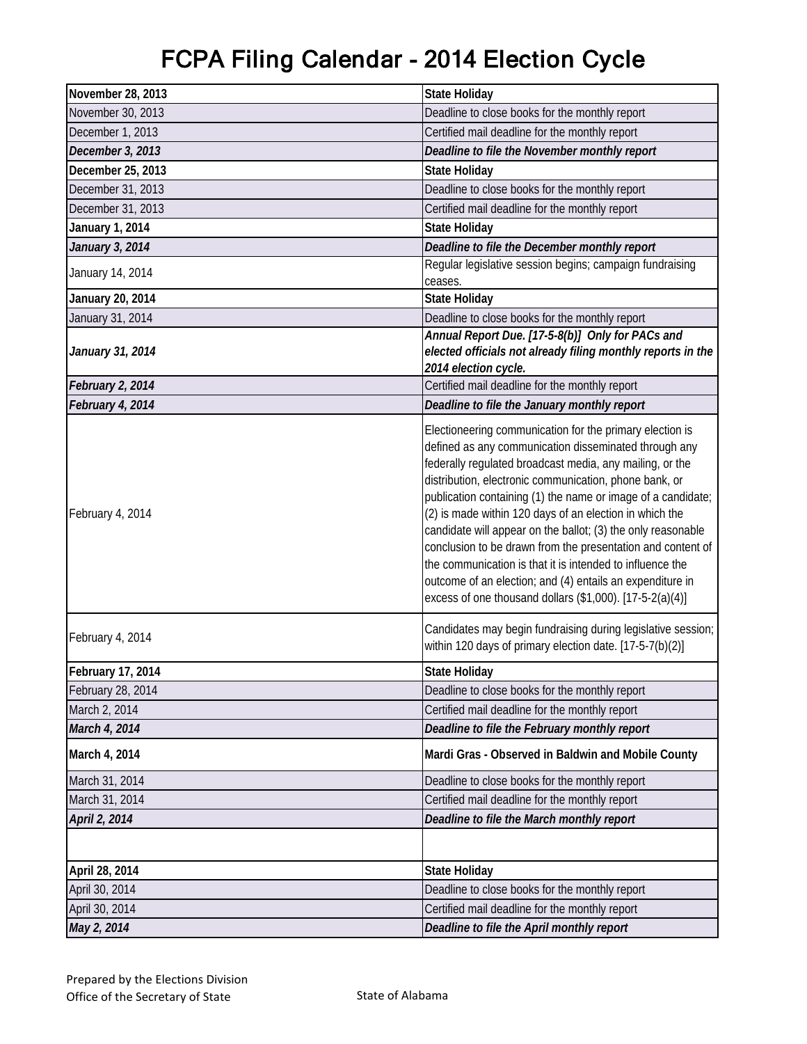# FCPA Filing Calendar - 2014 Election Cycle

| Date | Event |
|---|---|
| **November 28, 2013** | **State Holiday** |
| November 30, 2013 | Deadline to close books for the monthly report |
| December 1, 2013 | Certified mail deadline for the monthly report |
| ***December 3, 2013*** | ***Deadline to file the November monthly report*** |
| **December 25, 2013** | **State Holiday** |
| December 31, 2013 | Deadline to close books for the monthly report |
| December 31, 2013 | Certified mail deadline for the monthly report |
| **January 1, 2014** | **State Holiday** |
| ***January 3, 2014*** | ***Deadline to file the December monthly report*** |
| January 14, 2014 | Regular legislative session begins; campaign fundraising ceases. |
| **January 20, 2014** | **State Holiday** |
| January 31, 2014 | Deadline to close books for the monthly report |
| ***January 31, 2014*** | ***Annual Report Due. [17-5-8(b)] Only for PACs and elected officials not already filing monthly reports in the 2014 election cycle.*** |
| ***February 2, 2014*** | Certified mail deadline for the monthly report |
| ***February 4, 2014*** | ***Deadline to file the January monthly report*** |
| February 4, 2014 | Electioneering communication for the primary election is defined as any communication disseminated through any federally regulated broadcast media, any mailing, or the distribution, electronic communication, phone bank, or publication containing (1) the name or image of a candidate; (2) is made within 120 days of an election in which the candidate will appear on the ballot; (3) the only reasonable conclusion to be drawn from the presentation and content of the communication is that it is intended to influence the outcome of an election; and (4) entails an expenditure in excess of one thousand dollars ($1,000). [17-5-2(a)(4)] |
| February 4, 2014 | Candidates may begin fundraising during legislative session; within 120 days of primary election date. [17-5-7(b)(2)] |
| **February 17, 2014** | **State Holiday** |
| February 28, 2014 | Deadline to close books for the monthly report |
| March 2, 2014 | Certified mail deadline for the monthly report |
| ***March 4, 2014*** | ***Deadline to file the February monthly report*** |
| **March 4, 2014** | **Mardi Gras - Observed in Baldwin and Mobile County** |
| March 31, 2014 | Deadline to close books for the monthly report |
| March 31, 2014 | Certified mail deadline for the monthly report |
| ***April 2, 2014*** | ***Deadline to file the March monthly report*** |
| | |
| **April 28, 2014** | **State Holiday** |
| April 30, 2014 | Deadline to close books for the monthly report |
| April 30, 2014 | Certified mail deadline for the monthly report |
| ***May 2, 2014*** | ***Deadline to file the April monthly report*** |

Prepared by the Elections Division
Office of the Secretary of State

State of Alabama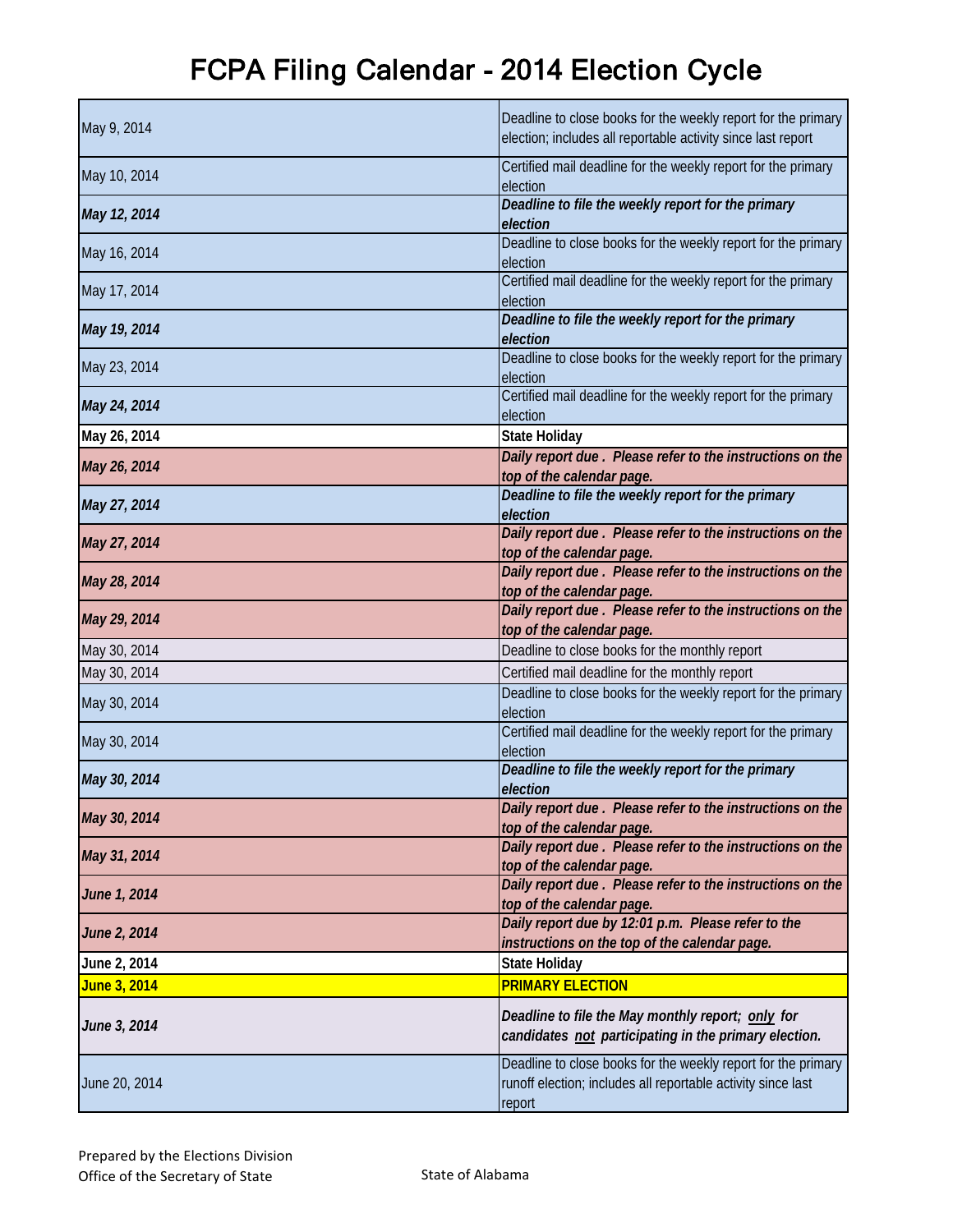# FCPA Filing Calendar - 2014 Election Cycle

| | |
|---|---|
| May 9, 2014 | Deadline to close books for the weekly report for the primary election; includes all reportable activity since last report |
| May 10, 2014 | Certified mail deadline for the weekly report for the primary election |
| ***May 12, 2014*** | ***Deadline to file the weekly report for the primary election*** |
| May 16, 2014 | Deadline to close books for the weekly report for the primary election |
| May 17, 2014 | Certified mail deadline for the weekly report for the primary election |
| ***May 19, 2014*** | ***Deadline to file the weekly report for the primary election*** |
| May 23, 2014 | Deadline to close books for the weekly report for the primary election |
| ***May 24, 2014*** | Certified mail deadline for the weekly report for the primary election |
| **May 26, 2014** | **State Holiday** |
| ***May 26, 2014*** | ***Daily report due . Please refer to the instructions on the top of the calendar page.*** |
| ***May 27, 2014*** | ***Deadline to file the weekly report for the primary election*** |
| ***May 27, 2014*** | ***Daily report due . Please refer to the instructions on the top of the calendar page.*** |
| ***May 28, 2014*** | ***Daily report due . Please refer to the instructions on the top of the calendar page.*** |
| ***May 29, 2014*** | ***Daily report due . Please refer to the instructions on the top of the calendar page.*** |
| May 30, 2014 | Deadline to close books for the monthly report |
| May 30, 2014 | Certified mail deadline for the monthly report |
| May 30, 2014 | Deadline to close books for the weekly report for the primary election |
| May 30, 2014 | Certified mail deadline for the weekly report for the primary election |
| ***May 30, 2014*** | ***Deadline to file the weekly report for the primary election*** |
| ***May 30, 2014*** | ***Daily report due . Please refer to the instructions on the top of the calendar page.*** |
| ***May 31, 2014*** | ***Daily report due . Please refer to the instructions on the top of the calendar page.*** |
| ***June 1, 2014*** | ***Daily report due . Please refer to the instructions on the top of the calendar page.*** |
| ***June 2, 2014*** | ***Daily report due by 12:01 p.m. Please refer to the instructions on the top of the calendar page.*** |
| **June 2, 2014** | **State Holiday** |
| **June 3, 2014** | **PRIMARY ELECTION** |
| ***June 3, 2014*** | ***Deadline to file the May monthly report; only for candidates not participating in the primary election.*** |
| June 20, 2014 | Deadline to close books for the weekly report for the primary runoff election; includes all reportable activity since last report |

Prepared by the Elections Division
Office of the Secretary of State

State of Alabama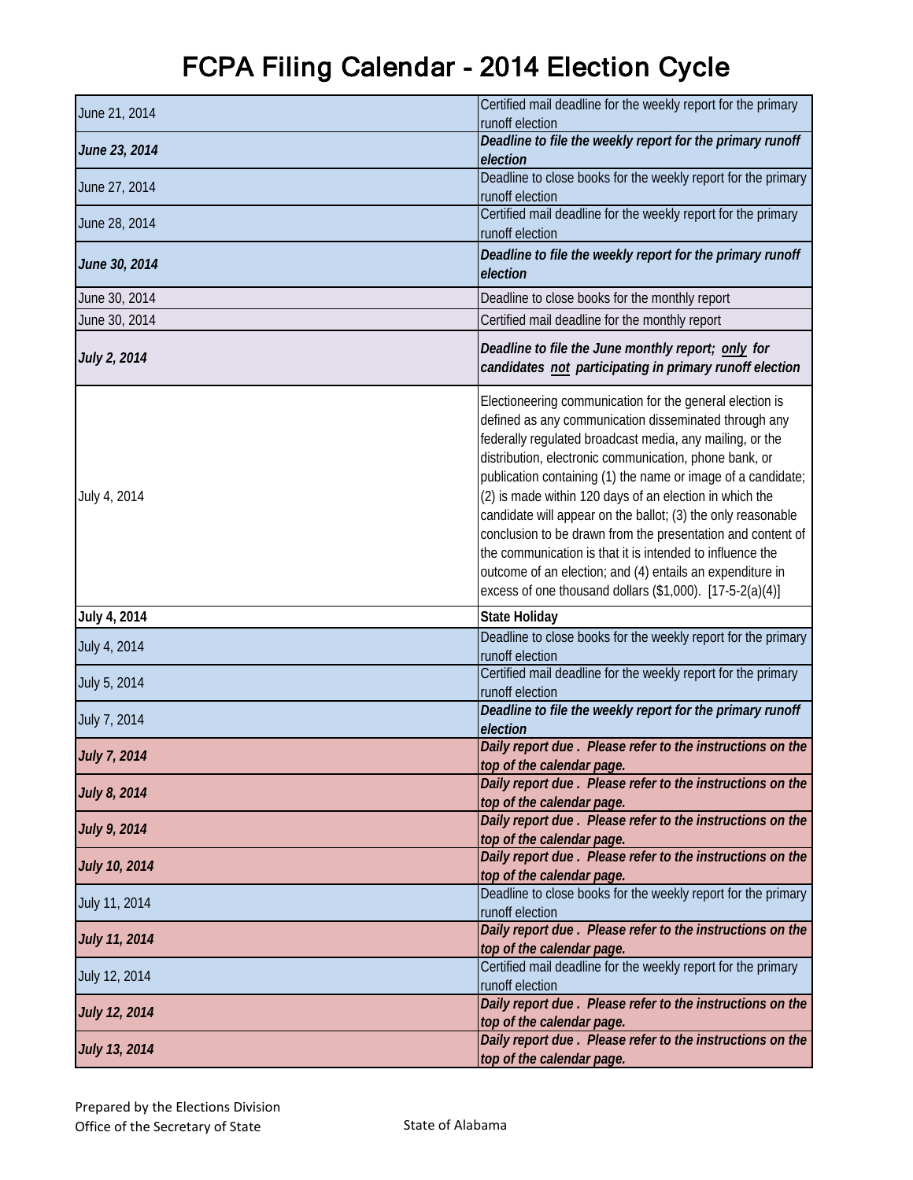# FCPA Filing Calendar - 2014 Election Cycle

| Date | Event |
|---|---|
| June 21, 2014 | Certified mail deadline for the weekly report for the primary runoff election |
| ***June 23, 2014*** | ***Deadline to file the weekly report for the primary runoff election*** |
| June 27, 2014 | Deadline to close books for the weekly report for the primary runoff election |
| June 28, 2014 | Certified mail deadline for the weekly report for the primary runoff election |
| ***June 30, 2014*** | ***Deadline to file the weekly report for the primary runoff election*** |
| June 30, 2014 | Deadline to close books for the monthly report |
| June 30, 2014 | Certified mail deadline for the monthly report |
| ***July 2, 2014*** | ***Deadline to file the June monthly report; only for candidates not participating in primary runoff election*** |
| July 4, 2014 | Electioneering communication for the general election is defined as any communication disseminated through any federally regulated broadcast media, any mailing, or the distribution, electronic communication, phone bank, or publication containing (1) the name or image of a candidate; (2) is made within 120 days of an election in which the candidate will appear on the ballot; (3) the only reasonable conclusion to be drawn from the presentation and content of the communication is that it is intended to influence the outcome of an election; and (4) entails an expenditure in excess of one thousand dollars ($1,000). [17-5-2(a)(4)] |
| **July 4, 2014** | **State Holiday** |
| July 4, 2014 | Deadline to close books for the weekly report for the primary runoff election |
| July 5, 2014 | Certified mail deadline for the weekly report for the primary runoff election |
| July 7, 2014 | ***Deadline to file the weekly report for the primary runoff election*** |
| ***July 7, 2014*** | ***Daily report due . Please refer to the instructions on the top of the calendar page.*** |
| ***July 8, 2014*** | ***Daily report due . Please refer to the instructions on the top of the calendar page.*** |
| ***July 9, 2014*** | ***Daily report due . Please refer to the instructions on the top of the calendar page.*** |
| ***July 10, 2014*** | ***Daily report due . Please refer to the instructions on the top of the calendar page.*** |
| July 11, 2014 | Deadline to close books for the weekly report for the primary runoff election |
| ***July 11, 2014*** | ***Daily report due . Please refer to the instructions on the top of the calendar page.*** |
| July 12, 2014 | Certified mail deadline for the weekly report for the primary runoff election |
| ***July 12, 2014*** | ***Daily report due . Please refer to the instructions on the top of the calendar page.*** |
| ***July 13, 2014*** | ***Daily report due . Please refer to the instructions on the top of the calendar page.*** |

Prepared by the Elections Division
Office of the Secretary of State

State of Alabama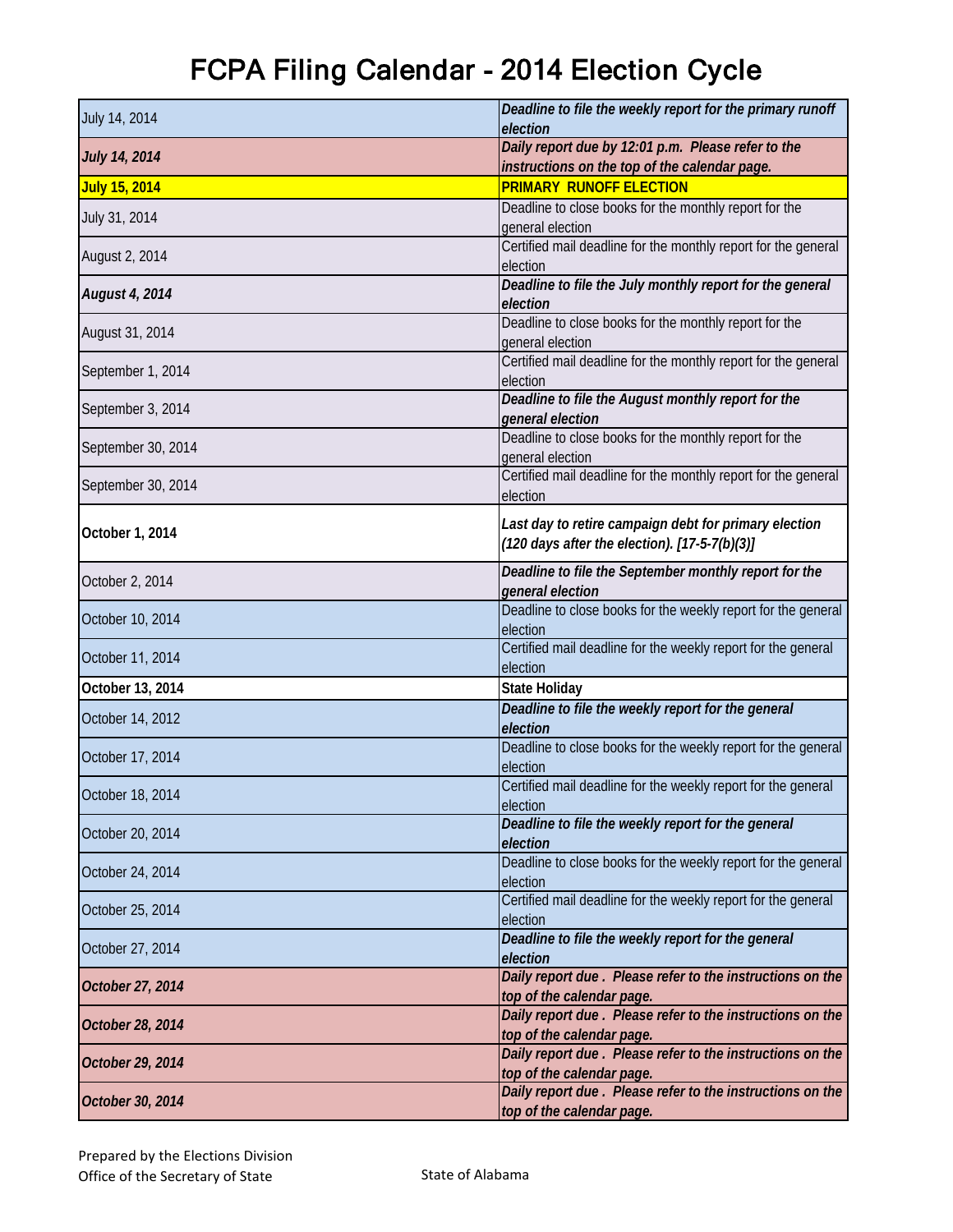# FCPA Filing Calendar - 2014 Election Cycle

| | |
|---|---|
| July 14, 2014 | ***Deadline to file the weekly report for the primary runoff election*** |
| ***July 14, 2014*** | ***Daily report due by 12:01 p.m. Please refer to the instructions on the top of the calendar page.*** |
| **July 15, 2014** | **PRIMARY RUNOFF ELECTION** |
| July 31, 2014 | Deadline to close books for the monthly report for the general election |
| August 2, 2014 | Certified mail deadline for the monthly report for the general election |
| ***August 4, 2014*** | ***Deadline to file the July monthly report for the general election*** |
| August 31, 2014 | Deadline to close books for the monthly report for the general election |
| September 1, 2014 | Certified mail deadline for the monthly report for the general election |
| September 3, 2014 | ***Deadline to file the August monthly report for the general election*** |
| September 30, 2014 | Deadline to close books for the monthly report for the general election |
| September 30, 2014 | Certified mail deadline for the monthly report for the general election |
| **October 1, 2014** | ***Last day to retire campaign debt for primary election (120 days after the election). [17-5-7(b)(3)]*** |
| October 2, 2014 | ***Deadline to file the September monthly report for the general election*** |
| October 10, 2014 | Deadline to close books for the weekly report for the general election |
| October 11, 2014 | Certified mail deadline for the weekly report for the general election |
| **October 13, 2014** | **State Holiday** |
| October 14, 2012 | ***Deadline to file the weekly report for the general election*** |
| October 17, 2014 | Deadline to close books for the weekly report for the general election |
| October 18, 2014 | Certified mail deadline for the weekly report for the general election |
| October 20, 2014 | ***Deadline to file the weekly report for the general election*** |
| October 24, 2014 | Deadline to close books for the weekly report for the general election |
| October 25, 2014 | Certified mail deadline for the weekly report for the general election |
| October 27, 2014 | ***Deadline to file the weekly report for the general election*** |
| ***October 27, 2014*** | ***Daily report due . Please refer to the instructions on the top of the calendar page.*** |
| ***October 28, 2014*** | ***Daily report due . Please refer to the instructions on the top of the calendar page.*** |
| ***October 29, 2014*** | ***Daily report due . Please refer to the instructions on the top of the calendar page.*** |
| ***October 30, 2014*** | ***Daily report due . Please refer to the instructions on the top of the calendar page.*** |

Prepared by the Elections Division
Office of the Secretary of State

State of Alabama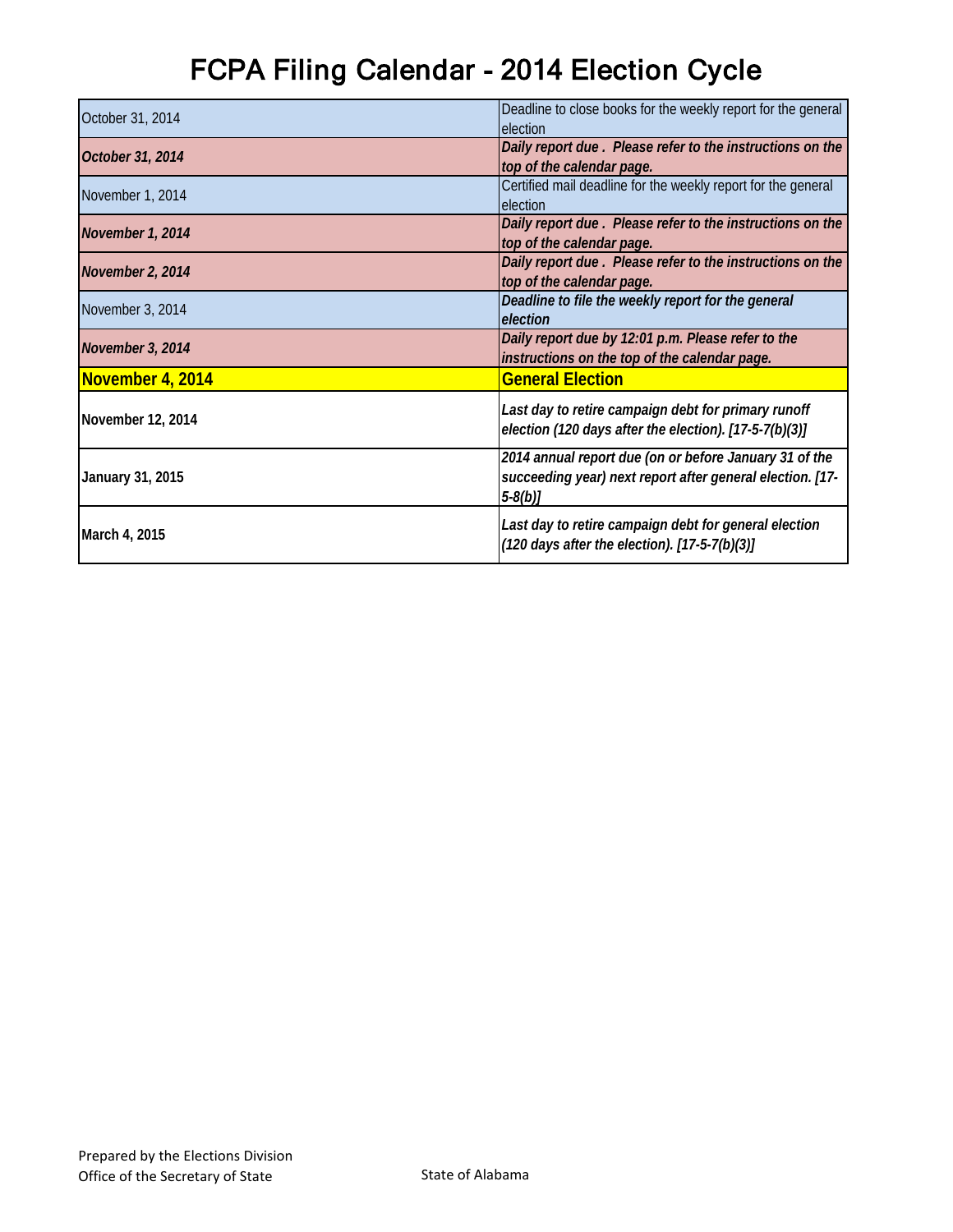# FCPA Filing Calendar - 2014 Election Cycle

| | |
|---|---|
| October 31, 2014 | Deadline to close books for the weekly report for the general election |
| ***October 31, 2014*** | ***Daily report due .  Please refer to the instructions on the top of the calendar page.*** |
| November 1, 2014 | Certified mail deadline for the weekly report for the general election |
| ***November 1, 2014*** | ***Daily report due .  Please refer to the instructions on the top of the calendar page.*** |
| ***November 2, 2014*** | ***Daily report due .  Please refer to the instructions on the top of the calendar page.*** |
| November 3, 2014 | ***Deadline to file the weekly report for the general election*** |
| ***November 3, 2014*** | ***Daily report due by 12:01 p.m. Please refer to the instructions on the top of the calendar page.*** |
| **November 4, 2014** | **General Election** |
| **November 12, 2014** | ***Last day to retire campaign debt for primary runoff election (120 days after the election). [17-5-7(b)(3)]*** |
| **January 31, 2015** | ***2014 annual report due (on or before January 31 of the succeeding year) next report after general election. [17-5-8(b)]*** |
| **March 4, 2015** | ***Last day to retire campaign debt for general election (120 days after the election). [17-5-7(b)(3)]*** |

Prepared by the Elections Division
Office of the Secretary of State

State of Alabama